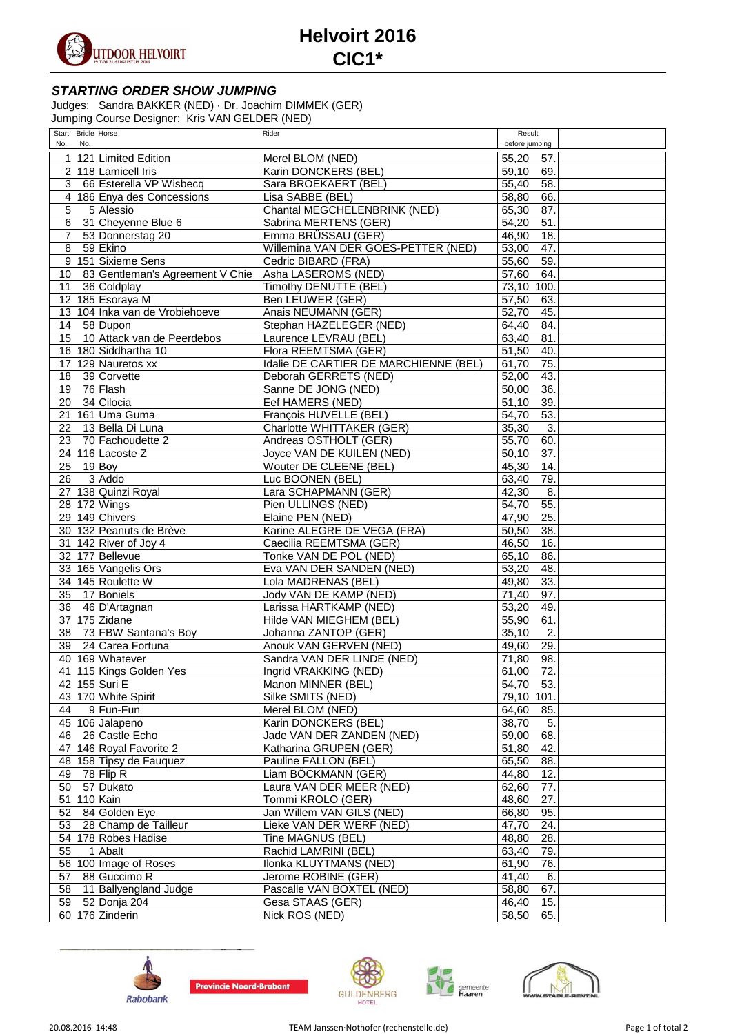# Helvoirt 2016
# CIC1*

### *STARTING ORDER SHOW JUMPING*

Judges: Sandra BAKKER (NED) · Dr. Joachim DIMMEK (GER)
Jumping Course Designer: Kris VAN GELDER (NED)

| Start No. | Bridle No. | Horse | Rider | Result before jumping | | |
|---|---|---|---|---|---|---|
| 1 | 121 | Limited Edition | Merel BLOM (NED) | 55,20 | 57. | |
| 2 | 118 | Lamicell Iris | Karin DONCKERS (BEL) | 59,10 | 69. | |
| 3 | 66 | Esterella VP Wisbecq | Sara BROEKAERT (BEL) | 55,40 | 58. | |
| 4 | 186 | Enya des Concessions | Lisa SABBE (BEL) | 58,80 | 66. | |
| 5 | 5 | Alessio | Chantal MEGCHELENBRINK (NED) | 65,30 | 87. | |
| 6 | 31 | Cheyenne Blue 6 | Sabrina MERTENS (GER) | 54,20 | 51. | |
| 7 | 53 | Donnerstag 20 | Emma BRÜSSAU (GER) | 46,90 | 18. | |
| 8 | 59 | Ekino | Willemina VAN DER GOES-PETTER (NED) | 53,00 | 47. | |
| 9 | 151 | Sixieme Sens | Cedric BIBARD (FRA) | 55,60 | 59. | |
| 10 | 83 | Gentleman's Agreement V Chie | Asha LASEROMS (NED) | 57,60 | 64. | |
| 11 | 36 | Coldplay | Timothy DENUTTE (BEL) | 73,10 | 100. | |
| 12 | 185 | Esoraya M | Ben LEUWER (GER) | 57,50 | 63. | |
| 13 | 104 | Inka van de Vrobiehoeve | Anais NEUMANN (GER) | 52,70 | 45. | |
| 14 | 58 | Dupon | Stephan HAZELEGER (NED) | 64,40 | 84. | |
| 15 | 10 | Attack van de Peerdebos | Laurence LEVRAU (BEL) | 63,40 | 81. | |
| 16 | 180 | Siddhartha 10 | Flora REEMTSMA (GER) | 51,50 | 40. | |
| 17 | 129 | Nauretos xx | Idalie DE CARTIER DE MARCHIENNE (BEL) | 61,70 | 75. | |
| 18 | 39 | Corvette | Deborah GERRETS (NED) | 52,00 | 43. | |
| 19 | 76 | Flash | Sanne DE JONG (NED) | 50,00 | 36. | |
| 20 | 34 | Cilocia | Eef HAMERS (NED) | 51,10 | 39. | |
| 21 | 161 | Uma Guma | François HUVELLE (BEL) | 54,70 | 53. | |
| 22 | 13 | Bella Di Luna | Charlotte WHITTAKER (GER) | 35,30 | 3. | |
| 23 | 70 | Fachoudette 2 | Andreas OSTHOLT (GER) | 55,70 | 60. | |
| 24 | 116 | Lacoste Z | Joyce VAN DE KUILEN (NED) | 50,10 | 37. | |
| 25 | 19 | Boy | Wouter DE CLEENE (BEL) | 45,30 | 14. | |
| 26 | 3 | Addo | Luc BOONEN (BEL) | 63,40 | 79. | |
| 27 | 138 | Quinzi Royal | Lara SCHAPMANN (GER) | 42,30 | 8. | |
| 28 | 172 | Wings | Pien ULLINGS (NED) | 54,70 | 55. | |
| 29 | 149 | Chivers | Elaine PEN (NED) | 47,90 | 25. | |
| 30 | 132 | Peanuts de Brève | Karine ALEGRE DE VEGA (FRA) | 50,50 | 38. | |
| 31 | 142 | River of Joy 4 | Caecilia REEMTSMA (GER) | 46,50 | 16. | |
| 32 | 177 | Bellevue | Tonke VAN DE POL (NED) | 65,10 | 86. | |
| 33 | 165 | Vangelis Ors | Eva VAN DER SANDEN (NED) | 53,20 | 48. | |
| 34 | 145 | Roulette W | Lola MADRENAS (BEL) | 49,80 | 33. | |
| 35 | 17 | Boniels | Jody VAN DE KAMP (NED) | 71,40 | 97. | |
| 36 | 46 | D'Artagnan | Larissa HARTKAMP (NED) | 53,20 | 49. | |
| 37 | 175 | Zidane | Hilde VAN MIEGHEM (BEL) | 55,90 | 61. | |
| 38 | 73 | FBW Santana's Boy | Johanna ZANTOP (GER) | 35,10 | 2. | |
| 39 | 24 | Carea Fortuna | Anouk VAN GERVEN (NED) | 49,60 | 29. | |
| 40 | 169 | Whatever | Sandra VAN DER LINDE (NED) | 71,80 | 98. | |
| 41 | 115 | Kings Golden Yes | Ingrid VRAKKING (NED) | 61,00 | 72. | |
| 42 | 155 | Suri E | Manon MINNER (BEL) | 54,70 | 53. | |
| 43 | 170 | White Spirit | Silke SMITS (NED) | 79,10 | 101. | |
| 44 | 9 | Fun-Fun | Merel BLOM (NED) | 64,60 | 85. | |
| 45 | 106 | Jalapeno | Karin DONCKERS (BEL) | 38,70 | 5. | |
| 46 | 26 | Castle Echo | Jade VAN DER ZANDEN (NED) | 59,00 | 68. | |
| 47 | 146 | Royal Favorite 2 | Katharina GRUPEN (GER) | 51,80 | 42. | |
| 48 | 158 | Tipsy de Fauquez | Pauline FALLON (BEL) | 65,50 | 88. | |
| 49 | 78 | Flip R | Liam BÖCKMANN (GER) | 44,80 | 12. | |
| 50 | 57 | Dukato | Laura VAN DER MEER (NED) | 62,60 | 77. | |
| 51 | 110 | Kain | Tommi KROLO (GER) | 48,60 | 27. | |
| 52 | 84 | Golden Eye | Jan Willem VAN GILS (NED) | 66,80 | 95. | |
| 53 | 28 | Champ de Tailleur | Lieke VAN DER WERF (NED) | 47,70 | 24. | |
| 54 | 178 | Robes Hadise | Tine MAGNUS (BEL) | 48,80 | 28. | |
| 55 | 1 | Abalt | Rachid LAMRINI (BEL) | 63,40 | 79. | |
| 56 | 100 | Image of Roses | Ilonka KLUYTMANS (NED) | 61,90 | 76. | |
| 57 | 88 | Guccimo R | Jerome ROBINE (GER) | 41,40 | 6. | |
| 58 | 11 | Ballyengland Judge | Pascalle VAN BOXTEL (NED) | 58,80 | 67. | |
| 59 | 52 | Donja 204 | Gesa STAAS (GER) | 46,40 | 15. | |
| 60 | 176 | Zinderin | Nick ROS (NED) | 58,50 | 65. | |

20.08.2016 14:48 TEAM Janssen·Nothofer (rechenstelle.de)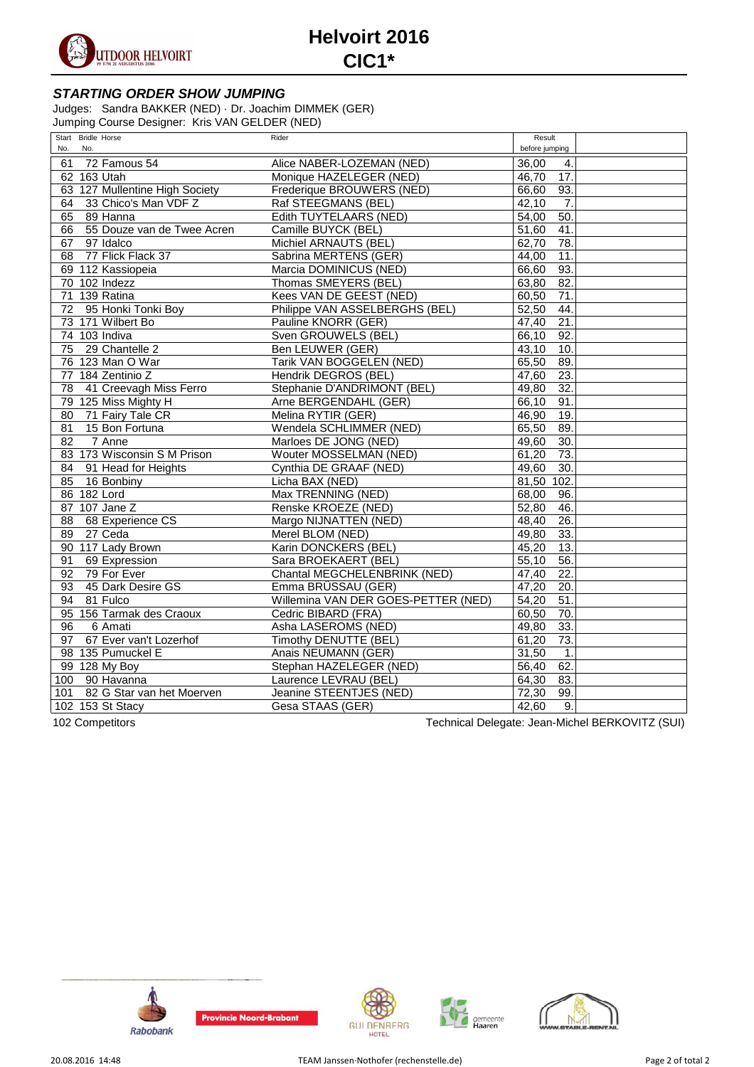# Helvoirt 2016
# CIC1*

### *STARTING ORDER SHOW JUMPING*

Judges: Sandra BAKKER (NED) · Dr. Joachim DIMMEK (GER)
Jumping Course Designer: Kris VAN GELDER (NED)

| Start No. | Bridle No. | Horse | Rider | Result before jumping | |
|---|---|---|---|---|---|
| 61 | 72 | Famous 54 | Alice NABER-LOZEMAN (NED) | 36,00 | 4. |
| 62 | 163 | Utah | Monique HAZELEGER (NED) | 46,70 | 17. |
| 63 | 127 | Mullentine High Society | Frederique BROUWERS (NED) | 66,60 | 93. |
| 64 | 33 | Chico's Man VDF Z | Raf STEEGMANS (BEL) | 42,10 | 7. |
| 65 | 89 | Hanna | Edith TUYTELAARS (NED) | 54,00 | 50. |
| 66 | 55 | Douze van de Twee Acren | Camille BUYCK (BEL) | 51,60 | 41. |
| 67 | 97 | Idalco | Michiel ARNAUTS (BEL) | 62,70 | 78. |
| 68 | 77 | Flick Flack 37 | Sabrina MERTENS (GER) | 44,00 | 11. |
| 69 | 112 | Kassiopeia | Marcia DOMINICUS (NED) | 66,60 | 93. |
| 70 | 102 | Indezz | Thomas SMEYERS (BEL) | 63,80 | 82. |
| 71 | 139 | Ratina | Kees VAN DE GEEST (NED) | 60,50 | 71. |
| 72 | 95 | Honki Tonki Boy | Philippe VAN ASSELBERGHS (BEL) | 52,50 | 44. |
| 73 | 171 | Wilbert Bo | Pauline KNORR (GER) | 47,40 | 21. |
| 74 | 103 | Indiva | Sven GROUWELS (BEL) | 66,10 | 92. |
| 75 | 29 | Chantelle 2 | Ben LEUWER (GER) | 43,10 | 10. |
| 76 | 123 | Man O War | Tarik VAN BOGGELEN (NED) | 65,50 | 89. |
| 77 | 184 | Zentinio Z | Hendrik DEGROS (BEL) | 47,60 | 23. |
| 78 | 41 | Creevagh Miss Ferro | Stephanie D'ANDRIMONT (BEL) | 49,80 | 32. |
| 79 | 125 | Miss Mighty H | Arne BERGENDAHL (GER) | 66,10 | 91. |
| 80 | 71 | Fairy Tale CR | Melina RYTIR (GER) | 46,90 | 19. |
| 81 | 15 | Bon Fortuna | Wendela SCHLIMMER (NED) | 65,50 | 89. |
| 82 | 7 | Anne | Marloes DE JONG (NED) | 49,60 | 30. |
| 83 | 173 | Wisconsin S M Prison | Wouter MOSSELMAN (NED) | 61,20 | 73. |
| 84 | 91 | Head for Heights | Cynthia DE GRAAF (NED) | 49,60 | 30. |
| 85 | 16 | Bonbiny | Licha BAX (NED) | 81,50 | 102. |
| 86 | 182 | Lord | Max TRENNING (NED) | 68,00 | 96. |
| 87 | 107 | Jane Z | Renske KROEZE (NED) | 52,80 | 46. |
| 88 | 68 | Experience CS | Margo NIJNATTEN (NED) | 48,40 | 26. |
| 89 | 27 | Ceda | Merel BLOM (NED) | 49,80 | 33. |
| 90 | 117 | Lady Brown | Karin DONCKERS (BEL) | 45,20 | 13. |
| 91 | 69 | Expression | Sara BROEKAERT (BEL) | 55,10 | 56. |
| 92 | 79 | For Ever | Chantal MEGCHELENBRINK (NED) | 47,40 | 22. |
| 93 | 45 | Dark Desire GS | Emma BRÜSSAU (GER) | 47,20 | 20. |
| 94 | 81 | Fulco | Willemina VAN DER GOES-PETTER (NED) | 54,20 | 51. |
| 95 | 156 | Tarmak des Craoux | Cedric BIBARD (FRA) | 60,50 | 70. |
| 96 | 6 | Amati | Asha LASEROMS (NED) | 49,80 | 33. |
| 97 | 67 | Ever van't Lozerhof | Timothy DENUTTE (BEL) | 61,20 | 73. |
| 98 | 135 | Pumuckel E | Anais NEUMANN (GER) | 31,50 | 1. |
| 99 | 128 | My Boy | Stephan HAZELEGER (NED) | 56,40 | 62. |
| 100 | 90 | Havanna | Laurence LEVRAU (BEL) | 64,30 | 83. |
| 101 | 82 | G Star van het Moerven | Jeanine STEENTJES (NED) | 72,30 | 99. |
| 102 | 153 | St Stacy | Gesa STAAS (GER) | 42,60 | 9. |

102 Competitors

Technical Delegate: Jean-Michel BERKOVITZ (SUI)

20.08.2016 14:48 TEAM Janssen·Nothofer (rechenstelle.de)